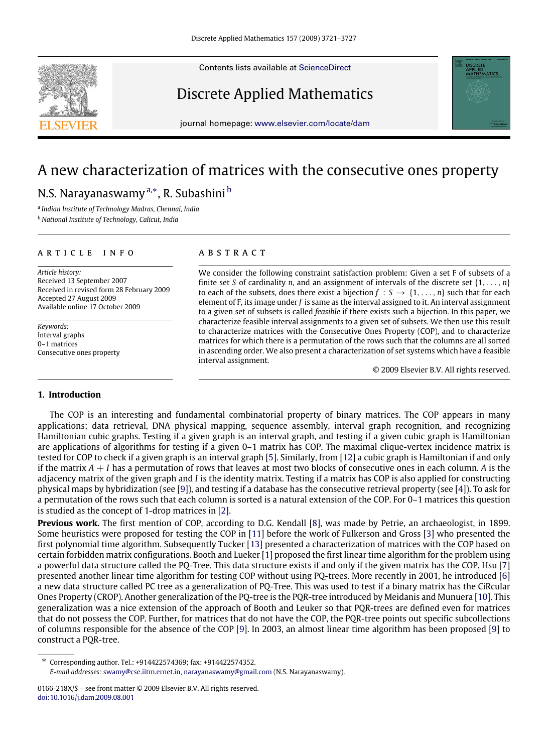# A new characterization of matrices with the consecutive ones property

N.S. Narayanaswamy [a,*], R. Subashini [b]

[a] *Indian Institute of Technology Madras, Chennai, India*

[b] *National Institute of Technology, Calicut, India*

## ARTICLE INFO

*Article history:*
Received 13 September 2007
Received in revised form 28 February 2009
Accepted 27 August 2009
Available online 17 October 2009

*Keywords:*
Interval graphs
0–1 matrices
Consecutive ones property

## ABSTRACT

We consider the following constraint satisfaction problem: Given a set F of subsets of a finite set $S$ of cardinality $n$, and an assignment of intervals of the discrete set $\{1, \ldots, n\}$ to each of the subsets, does there exist a bijection $f : S \rightarrow \{1, \ldots, n\}$ such that for each element of F, its image under $f$ is same as the interval assigned to it. An interval assignment to a given set of subsets is called *feasible* if there exists such a bijection. In this paper, we characterize feasible interval assignments to a given set of subsets. We then use this result to characterize matrices with the Consecutive Ones Property (COP), and to characterize matrices for which there is a permutation of the rows such that the columns are all sorted in ascending order. We also present a characterization of set systems which have a feasible interval assignment.

© 2009 Elsevier B.V. All rights reserved.

## 1. Introduction

The COP is an interesting and fundamental combinatorial property of binary matrices. The COP appears in many applications; data retrieval, DNA physical mapping, sequence assembly, interval graph recognition, and recognizing Hamiltonian cubic graphs. Testing if a given graph is an interval graph, and testing if a given cubic graph is Hamiltonian are applications of algorithms for testing if a given 0–1 matrix has COP. The maximal clique-vertex incidence matrix is tested for COP to check if a given graph is an interval graph [5]. Similarly, from [12] a cubic graph is Hamiltonian if and only if the matrix $A + I$ has a permutation of rows that leaves at most two blocks of consecutive ones in each column. $A$ is the adjacency matrix of the given graph and $I$ is the identity matrix. Testing if a matrix has COP is also applied for constructing physical maps by hybridization (see [9]), and testing if a database has the consecutive retrieval property (see [4]). To ask for a permutation of the rows such that each column is sorted is a natural extension of the COP. For 0–1 matrices this question is studied as the concept of 1-drop matrices in [2].

**Previous work.** The first mention of COP, according to D.G. Kendall [8], was made by Petrie, an archaeologist, in 1899. Some heuristics were proposed for testing the COP in [11] before the work of Fulkerson and Gross [3] who presented the first polynomial time algorithm. Subsequently Tucker [13] presented a characterization of matrices with the COP based on certain forbidden matrix configurations. Booth and Lueker [1] proposed the first linear time algorithm for the problem using a powerful data structure called the PQ-Tree. This data structure exists if and only if the given matrix has the COP. Hsu [7] presented another linear time algorithm for testing COP without using PQ-trees. More recently in 2001, he introduced [6] a new data structure called PC tree as a generalization of PQ-Tree. This was used to test if a binary matrix has the CiRcular Ones Property (CROP). Another generalization of the PQ-tree is the PQR-tree introduced by Meidanis and Munuera [10]. This generalization was a nice extension of the approach of Booth and Leuker so that PQR-trees are defined even for matrices that do not possess the COP. Further, for matrices that do not have the COP, the PQR-tree points out specific subcollections of columns responsible for the absence of the COP [9]. In 2003, an almost linear time algorithm has been proposed [9] to construct a PQR-tree.

---

* Corresponding author. Tel.: +914422574369; fax: +914422574352.
*E-mail addresses:* swamy@cse.iitm.ernet.in, narayanaswamy@gmail.com (N.S. Narayanaswamy).

0166-218X/$ – see front matter © 2009 Elsevier B.V. All rights reserved.
doi:10.1016/j.dam.2009.08.001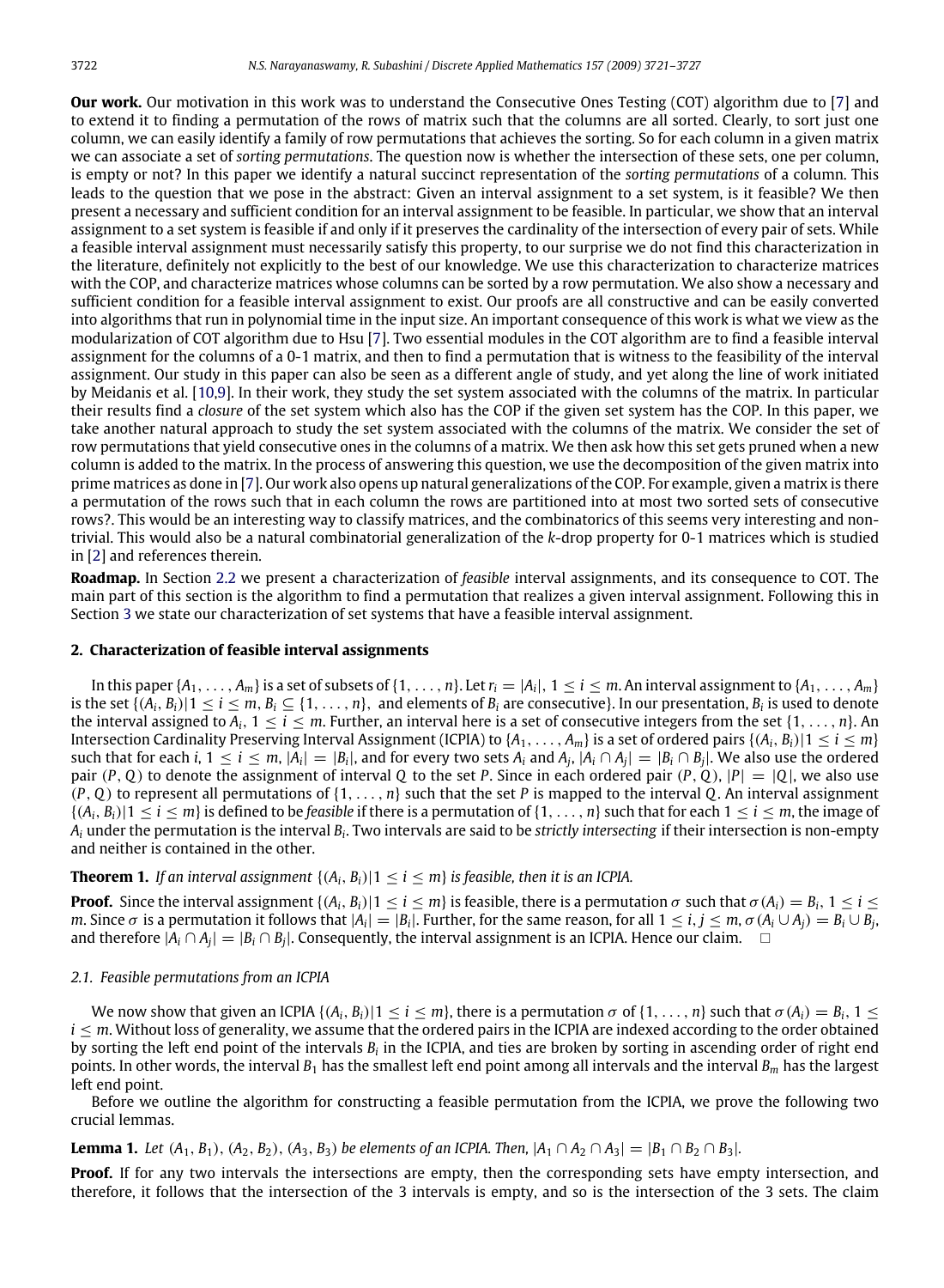**Our work.** Our motivation in this work was to understand the Consecutive Ones Testing (COT) algorithm due to [7] and to extend it to finding a permutation of the rows of matrix such that the columns are all sorted. Clearly, to sort just one column, we can easily identify a family of row permutations that achieves the sorting. So for each column in a given matrix we can associate a set of *sorting permutations*. The question now is whether the intersection of these sets, one per column, is empty or not? In this paper we identify a natural succinct representation of the *sorting permutations* of a column. This leads to the question that we pose in the abstract: Given an interval assignment to a set system, is it feasible? We then present a necessary and sufficient condition for an interval assignment to be feasible. In particular, we show that an interval assignment to a set system is feasible if and only if it preserves the cardinality of the intersection of every pair of sets. While a feasible interval assignment must necessarily satisfy this property, to our surprise we do not find this characterization in the literature, definitely not explicitly to the best of our knowledge. We use this characterization to characterize matrices with the COP, and characterize matrices whose columns can be sorted by a row permutation. We also show a necessary and sufficient condition for a feasible interval assignment to exist. Our proofs are all constructive and can be easily converted into algorithms that run in polynomial time in the input size. An important consequence of this work is what we view as the modularization of COT algorithm due to Hsu [7]. Two essential modules in the COT algorithm are to find a feasible interval assignment for the columns of a 0-1 matrix, and then to find a permutation that is witness to the feasibility of the interval assignment. Our study in this paper can also be seen as a different angle of study, and yet along the line of work initiated by Meidanis et al. [10,9]. In their work, they study the set system associated with the columns of the matrix. In particular their results find a *closure* of the set system which also has the COP if the given set system has the COP. In this paper, we take another natural approach to study the set system associated with the columns of the matrix. We consider the set of row permutations that yield consecutive ones in the columns of a matrix. We then ask how this set gets pruned when a new column is added to the matrix. In the process of answering this question, we use the decomposition of the given matrix into prime matrices as done in [7]. Our work also opens up natural generalizations of the COP. For example, given a matrix is there a permutation of the rows such that in each column the rows are partitioned into at most two sorted sets of consecutive rows?. This would be an interesting way to classify matrices, and the combinatorics of this seems very interesting and non-trivial. This would also be a natural combinatorial generalization of the $k$-drop property for 0-1 matrices which is studied in [2] and references therein.

**Roadmap.** In Section 2.2 we present a characterization of *feasible* interval assignments, and its consequence to COT. The main part of this section is the algorithm to find a permutation that realizes a given interval assignment. Following this in Section 3 we state our characterization of set systems that have a feasible interval assignment.

## 2. Characterization of feasible interval assignments

In this paper $\{A_1, \ldots, A_m\}$ is a set of subsets of $\{1, \ldots, n\}$. Let $r_i = |A_i|$, $1 \le i \le m$. An interval assignment to $\{A_1, \ldots, A_m\}$ is the set $\{(A_i, B_i) | 1 \le i \le m, B_i \subseteq \{1, \ldots, n\},$ and elements of $B_i$ are consecutive$\}$. In our presentation, $B_i$ is used to denote the interval assigned to $A_i$, $1 \le i \le m$. Further, an interval here is a set of consecutive integers from the set $\{1, \ldots, n\}$. An Intersection Cardinality Preserving Interval Assignment (ICPIA) to $\{A_1, \ldots, A_m\}$ is a set of ordered pairs $\{(A_i, B_i) | 1 \le i \le m\}$ such that for each $i$, $1 \le i \le m$, $|A_i| = |B_i|$, and for every two sets $A_i$ and $A_j$, $|A_i \cap A_j| = |B_i \cap B_j|$. We also use the ordered pair $(P, Q)$ to denote the assignment of interval $Q$ to the set $P$. Since in each ordered pair $(P, Q)$, $|P| = |Q|$, we also use $(P, Q)$ to represent all permutations of $\{1, \ldots, n\}$ such that the set $P$ is mapped to the interval $Q$. An interval assignment $\{(A_i, B_i) | 1 \le i \le m\}$ is defined to be *feasible* if there is a permutation of $\{1, \ldots, n\}$ such that for each $1 \le i \le m$, the image of $A_i$ under the permutation is the interval $B_i$. Two intervals are said to be *strictly intersecting* if their intersection is non-empty and neither is contained in the other.

**Theorem 1.** *If an interval assignment $\{(A_i, B_i) | 1 \le i \le m\}$ is feasible, then it is an ICPIA.*

**Proof.** Since the interval assignment $\{(A_i, B_i) | 1 \le i \le m\}$ is feasible, there is a permutation $\sigma$ such that $\sigma(A_i) = B_i$, $1 \le i \le m$. Since $\sigma$ is a permutation it follows that $|A_i| = |B_i|$. Further, for the same reason, for all $1 \le i, j \le m$, $\sigma(A_i \cup A_j) = B_i \cup B_j$, and therefore $|A_i \cap A_j| = |B_i \cap B_j|$. Consequently, the interval assignment is an ICPIA. Hence our claim. □

### 2.1. Feasible permutations from an ICPIA

We now show that given an ICPIA $\{(A_i, B_i) | 1 \le i \le m\}$, there is a permutation $\sigma$ of $\{1, \ldots, n\}$ such that $\sigma(A_i) = B_i$, $1 \le i \le m$. Without loss of generality, we assume that the ordered pairs in the ICPIA are indexed according to the order obtained by sorting the left end point of the intervals $B_i$ in the ICPIA, and ties are broken by sorting in ascending order of right end points. In other words, the interval $B_1$ has the smallest left end point among all intervals and the interval $B_m$ has the largest left end point.

Before we outline the algorithm for constructing a feasible permutation from the ICPIA, we prove the following two crucial lemmas.

**Lemma 1.** *Let $(A_1, B_1)$, $(A_2, B_2)$, $(A_3, B_3)$ be elements of an ICPIA. Then, $|A_1 \cap A_2 \cap A_3| = |B_1 \cap B_2 \cap B_3|$.*

**Proof.** If for any two intervals the intersections are empty, then the corresponding sets have empty intersection, and therefore, it follows that the intersection of the 3 intervals is empty, and so is the intersection of the 3 sets. The claim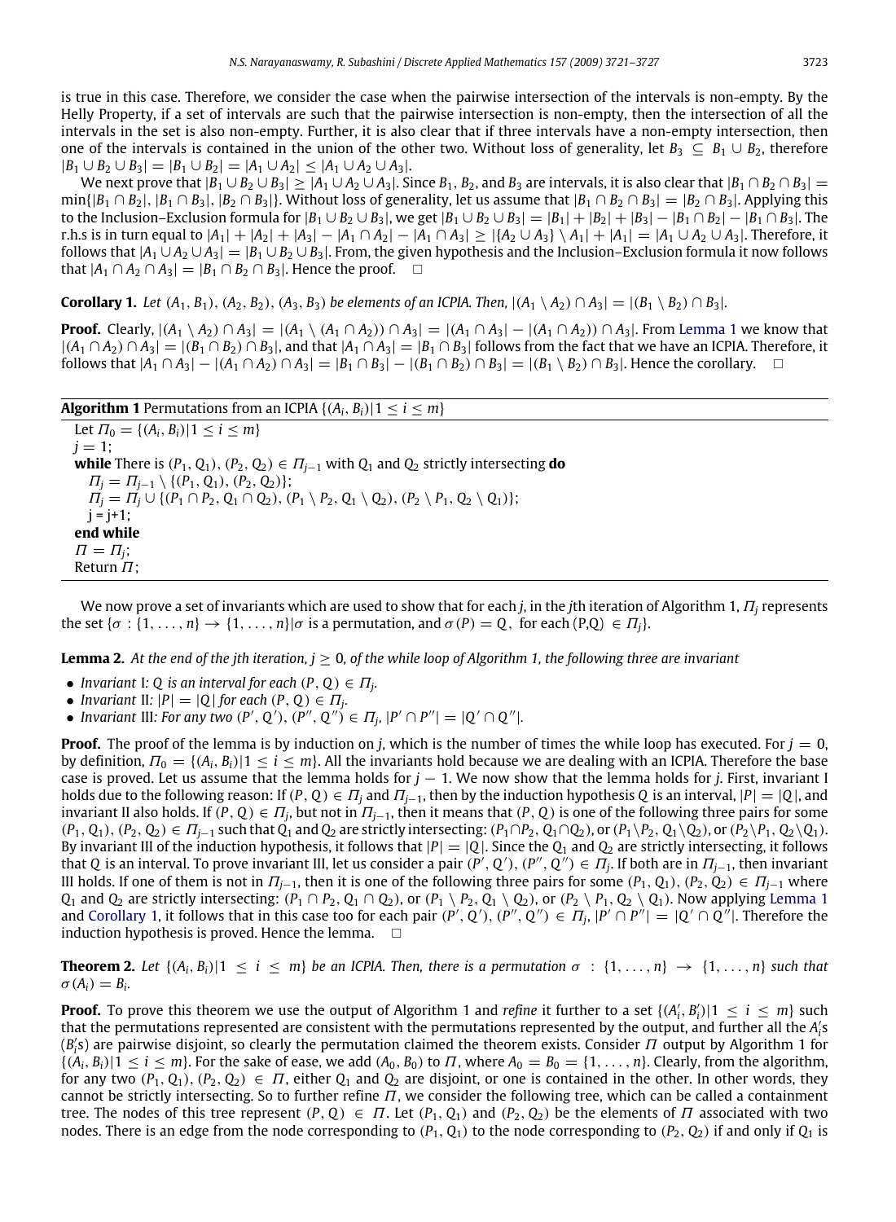is true in this case. Therefore, we consider the case when the pairwise intersection of the intervals is non-empty. By the Helly Property, if a set of intervals are such that the pairwise intersection is non-empty, then the intersection of all the intervals in the set is also non-empty. Further, it is also clear that if three intervals have a non-empty intersection, then one of the intervals is contained in the union of the other two. Without loss of generality, let $B_3 \subseteq B_1 \cup B_2$, therefore $|B_1 \cup B_2 \cup B_3| = |B_1 \cup B_2| = |A_1 \cup A_2| \leq |A_1 \cup A_2 \cup A_3|$.

We next prove that $|B_1 \cup B_2 \cup B_3| \geq |A_1 \cup A_2 \cup A_3|$. Since $B_1$, $B_2$, and $B_3$ are intervals, it is also clear that $|B_1 \cap B_2 \cap B_3| = \min\{|B_1 \cap B_2|, |B_1 \cap B_3|, |B_2 \cap B_3|\}$. Without loss of generality, let us assume that $|B_1 \cap B_2 \cap B_3| = |B_2 \cap B_3|$. Applying this to the Inclusion–Exclusion formula for $|B_1 \cup B_2 \cup B_3|$, we get $|B_1 \cup B_2 \cup B_3| = |B_1| + |B_2| + |B_3| - |B_1 \cap B_2| - |B_1 \cap B_3|$. The r.h.s is in turn equal to $|A_1| + |A_2| + |A_3| - |A_1 \cap A_2| - |A_1 \cap A_3| \geq |\{A_2 \cup A_3\} \setminus A_1| + |A_1| = |A_1 \cup A_2 \cup A_3|$. Therefore, it follows that $|A_1 \cup A_2 \cup A_3| = |B_1 \cup B_2 \cup B_3|$. From, the given hypothesis and the Inclusion–Exclusion formula it now follows that $|A_1 \cap A_2 \cap A_3| = |B_1 \cap B_2 \cap B_3|$. Hence the proof. □

**Corollary 1.** *Let $(A_1, B_1)$, $(A_2, B_2)$, $(A_3, B_3)$ be elements of an ICPIA. Then, $|(A_1 \setminus A_2) \cap A_3| = |(B_1 \setminus B_2) \cap B_3|$.*

**Proof.** Clearly, $|(A_1 \setminus A_2) \cap A_3| = |(A_1 \setminus (A_1 \cap A_2)) \cap A_3| = |(A_1 \cap A_3| - |(A_1 \cap A_2)) \cap A_3|$. From Lemma 1 we know that $|(A_1 \cap A_2) \cap A_3| = |(B_1 \cap B_2) \cap B_3|$, and that $|A_1 \cap A_3| = |B_1 \cap B_3|$ follows from the fact that we have an ICPIA. Therefore, it follows that $|A_1 \cap A_3| - |(A_1 \cap A_2) \cap A_3| = |B_1 \cap B_3| - |(B_1 \cap B_2) \cap B_3| = |(B_1 \setminus B_2) \cap B_3|$. Hence the corollary. □

**Algorithm 1** Permutations from an ICPIA $\{(A_i, B_i)|1 \leq i \leq m\}$

```
Let Π_0 = {(A_i, B_i)|1 ≤ i ≤ m}
j = 1;
while There is (P_1, Q_1), (P_2, Q_2) ∈ Π_{j−1} with Q_1 and Q_2 strictly intersecting do
    Π_j = Π_{j−1} \ {(P_1, Q_1), (P_2, Q_2)};
    Π_j = Π_j ∪ {(P_1 ∩ P_2, Q_1 ∩ Q_2), (P_1 \ P_2, Q_1 \ Q_2), (P_2 \ P_1, Q_2 \ Q_1)};
    j = j+1;
end while
Π = Π_j;
Return Π;
```

We now prove a set of invariants which are used to show that for each $j$, in the $j$th iteration of Algorithm 1, $\Pi_j$ represents the set $\{\sigma : \{1, \ldots, n\} \to \{1, \ldots, n\} | \sigma \text{ is a permutation, and } \sigma(P) = Q, \text{ for each (P,Q)} \in \Pi_j\}$.

**Lemma 2.** *At the end of the jth iteration, $j \geq 0$, of the while loop of Algorithm 1, the following three are invariant*

- *Invariant* I*: $Q$ is an interval for each $(P, Q) \in \Pi_j$.*
- *Invariant* II*: $|P| = |Q|$ for each $(P, Q) \in \Pi_j$.*
- *Invariant* III*: For any two $(P', Q')$, $(P'', Q'') \in \Pi_j$, $|P' \cap P''| = |Q' \cap Q''|$.*

**Proof.** The proof of the lemma is by induction on $j$, which is the number of times the while loop has executed. For $j = 0$, by definition, $\Pi_0 = \{(A_i, B_i)|1 \leq i \leq m\}$. All the invariants hold because we are dealing with an ICPIA. Therefore the base case is proved. Let us assume that the lemma holds for $j - 1$. We now show that the lemma holds for $j$. First, invariant I holds due to the following reason: If $(P, Q) \in \Pi_j$ and $\Pi_{j-1}$, then by the induction hypothesis $Q$ is an interval, $|P| = |Q|$, and invariant II also holds. If $(P, Q) \in \Pi_j$, but not in $\Pi_{j-1}$, then it means that $(P, Q)$ is one of the following three pairs for some $(P_1, Q_1)$, $(P_2, Q_2) \in \Pi_{j-1}$ such that $Q_1$ and $Q_2$ are strictly intersecting: $(P_1 \cap P_2, Q_1 \cap Q_2)$, or $(P_1 \setminus P_2, Q_1 \setminus Q_2)$, or $(P_2 \setminus P_1, Q_2 \setminus Q_1)$. By invariant III of the induction hypothesis, it follows that $|P| = |Q|$. Since the $Q_1$ and $Q_2$ are strictly intersecting, it follows that $Q$ is an interval. To prove invariant III, let us consider a pair $(P', Q')$, $(P'', Q'') \in \Pi_j$. If both are in $\Pi_{j-1}$, then invariant III holds. If one of them is not in $\Pi_{j-1}$, then it is one of the following three pairs for some $(P_1, Q_1)$, $(P_2, Q_2) \in \Pi_{j-1}$ where $Q_1$ and $Q_2$ are strictly intersecting: $(P_1 \cap P_2, Q_1 \cap Q_2)$, or $(P_1 \setminus P_2, Q_1 \setminus Q_2)$, or $(P_2 \setminus P_1, Q_2 \setminus Q_1)$. Now applying Lemma 1 and Corollary 1, it follows that in this case too for each pair $(P', Q')$, $(P'', Q'') \in \Pi_j$, $|P' \cap P''| = |Q' \cap Q''|$. Therefore the induction hypothesis is proved. Hence the lemma. □

**Theorem 2.** *Let $\{(A_i, B_i)|1 \leq i \leq m\}$ be an ICPIA. Then, there is a permutation $\sigma : \{1, \ldots, n\} \to \{1, \ldots, n\}$ such that $\sigma(A_i) = B_i$.*

**Proof.** To prove this theorem we use the output of Algorithm 1 and *refine* it further to a set $\{(A_i', B_i')|1 \leq i \leq m\}$ such that the permutations represented are consistent with the permutations represented by the output, and further all the $A_i'$s ($B_i'$s) are pairwise disjoint, so clearly the permutation claimed the theorem exists. Consider $\Pi$ output by Algorithm 1 for $\{(A_i, B_i)|1 \leq i \leq m\}$. For the sake of ease, we add $(A_0, B_0)$ to $\Pi$, where $A_0 = B_0 = \{1, \ldots, n\}$. Clearly, from the algorithm, for any two $(P_1, Q_1)$, $(P_2, Q_2) \in \Pi$, either $Q_1$ and $Q_2$ are disjoint, or one is contained in the other. In other words, they cannot be strictly intersecting. So to further refine $\Pi$, we consider the following tree, which can be called a containment tree. The nodes of this tree represent $(P, Q) \in \Pi$. Let $(P_1, Q_1)$ and $(P_2, Q_2)$ be the elements of $\Pi$ associated with two nodes. There is an edge from the node corresponding to $(P_1, Q_1)$ to the node corresponding to $(P_2, Q_2)$ if and only if $Q_1$ is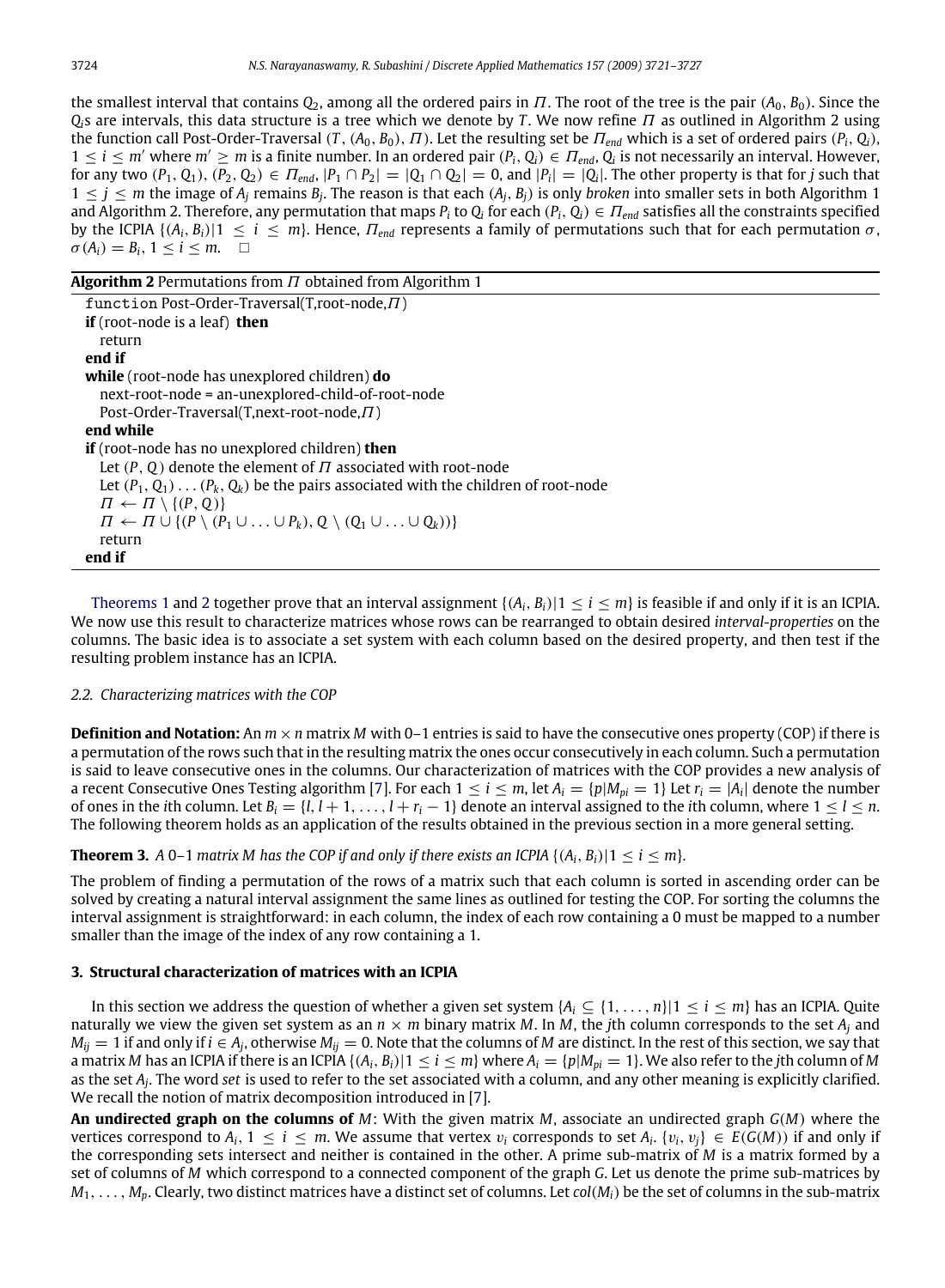the smallest interval that contains $Q_2$, among all the ordered pairs in $\Pi$. The root of the tree is the pair $(A_0, B_0)$. Since the $Q_i$s are intervals, this data structure is a tree which we denote by $T$. We now refine $\Pi$ as outlined in Algorithm 2 using the function call Post-Order-Traversal $(T, (A_0, B_0), \Pi)$. Let the resulting set be $\Pi_{end}$ which is a set of ordered pairs $(P_i, Q_i)$, $1 \leq i \leq m'$ where $m' \geq m$ is a finite number. In an ordered pair $(P_i, Q_i) \in \Pi_{end}$, $Q_i$ is not necessarily an interval. However, for any two $(P_1, Q_1), (P_2, Q_2) \in \Pi_{end}$, $|P_1 \cap P_2| = |Q_1 \cap Q_2| = 0$, and $|P_i| = |Q_i|$. The other property is that for $j$ such that $1 \leq j \leq m$ the image of $A_j$ remains $B_j$. The reason is that each $(A_j, B_j)$ is only *broken* into smaller sets in both Algorithm 1 and Algorithm 2. Therefore, any permutation that maps $P_i$ to $Q_i$ for each $(P_i, Q_i) \in \Pi_{end}$ satisfies all the constraints specified by the ICPIA $\{(A_i, B_i) | 1 \leq i \leq m\}$. Hence, $\Pi_{end}$ represents a family of permutations such that for each permutation $\sigma$, $\sigma(A_i) = B_i$, $1 \leq i \leq m$. □

**Algorithm 2** Permutations from $\Pi$ obtained from Algorithm 1

```
function Post-Order-Traversal(T,root-node,Π)
if (root-node is a leaf) then
  return
end if
while (root-node has unexplored children) do
  next-root-node = an-unexplored-child-of-root-node
  Post-Order-Traversal(T,next-root-node,Π)
end while
if (root-node has no unexplored children) then
  Let (P, Q) denote the element of Π associated with root-node
  Let (P_1, Q_1) ... (P_k, Q_k) be the pairs associated with the children of root-node
  Π ← Π \ {(P, Q)}
  Π ← Π ∪ {(P \ (P_1 ∪ ... ∪ P_k), Q \ (Q_1 ∪ ... ∪ Q_k))}
  return
end if
```

Theorems 1 and 2 together prove that an interval assignment $\{(A_i, B_i) | 1 \leq i \leq m\}$ is feasible if and only if it is an ICPIA. We now use this result to characterize matrices whose rows can be rearranged to obtain desired *interval-properties* on the columns. The basic idea is to associate a set system with each column based on the desired property, and then test if the resulting problem instance has an ICPIA.

### 2.2. Characterizing matrices with the COP

**Definition and Notation:** An $m \times n$ matrix $M$ with 0–1 entries is said to have the consecutive ones property (COP) if there is a permutation of the rows such that in the resulting matrix the ones occur consecutively in each column. Such a permutation is said to leave consecutive ones in the columns. Our characterization of matrices with the COP provides a new analysis of a recent Consecutive Ones Testing algorithm [7]. For each $1 \leq i \leq m$, let $A_i = \{p | M_{pi} = 1\}$ Let $r_i = |A_i|$ denote the number of ones in the $i$th column. Let $B_i = \{l, l+1, \ldots, l + r_i - 1\}$ denote an interval assigned to the $i$th column, where $1 \leq l \leq n$. The following theorem holds as an application of the results obtained in the previous section in a more general setting.

**Theorem 3.** *A 0–1 matrix $M$ has the COP if and only if there exists an ICPIA $\{(A_i, B_i) | 1 \leq i \leq m\}$.*

The problem of finding a permutation of the rows of a matrix such that each column is sorted in ascending order can be solved by creating a natural interval assignment the same lines as outlined for testing the COP. For sorting the columns the interval assignment is straightforward: in each column, the index of each row containing a 0 must be mapped to a number smaller than the image of the index of any row containing a 1.

## 3. Structural characterization of matrices with an ICPIA

In this section we address the question of whether a given set system $\{A_i \subseteq \{1, \ldots, n\} | 1 \leq i \leq m\}$ has an ICPIA. Quite naturally we view the given set system as an $n \times m$ binary matrix $M$. In $M$, the $j$th column corresponds to the set $A_j$ and $M_{ij} = 1$ if and only if $i \in A_j$, otherwise $M_{ij} = 0$. Note that the columns of $M$ are distinct. In the rest of this section, we say that a matrix $M$ has an ICPIA if there is an ICPIA $\{(A_i, B_i) | 1 \leq i \leq m\}$ where $A_i = \{p | M_{pi} = 1\}$. We also refer to the $j$th column of $M$ as the set $A_j$. The word *set* is used to refer to the set associated with a column, and any other meaning is explicitly clarified. We recall the notion of matrix decomposition introduced in [7].

**An undirected graph on the columns of** $M$: With the given matrix $M$, associate an undirected graph $G(M)$ where the vertices correspond to $A_i$, $1 \leq i \leq m$. We assume that vertex $v_i$ corresponds to set $A_i$. $\{v_i, v_j\} \in E(G(M))$ if and only if the corresponding sets intersect and neither is contained in the other. A prime sub-matrix of $M$ is a matrix formed by a set of columns of $M$ which correspond to a connected component of the graph $G$. Let us denote the prime sub-matrices by $M_1, \ldots, M_p$. Clearly, two distinct matrices have a distinct set of columns. Let $col(M_i)$ be the set of columns in the sub-matrix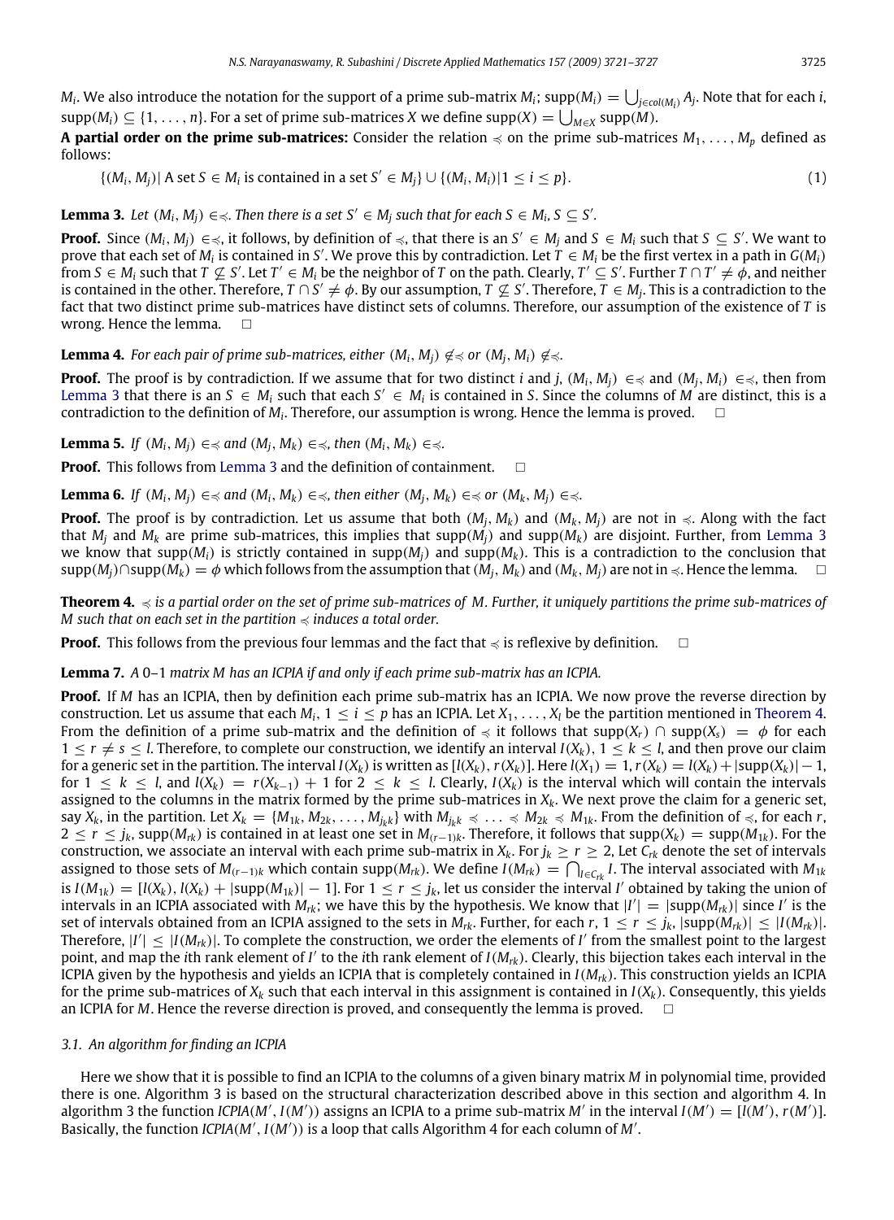$M_i$. We also introduce the notation for the support of a prime sub-matrix $M_i$; $\text{supp}(M_i) = \bigcup_{j \in col(M_i)} A_j$. Note that for each $i$, $\text{supp}(M_i) \subseteq \{1, \ldots, n\}$. For a set of prime sub-matrices $X$ we define $\text{supp}(X) = \bigcup_{M \in X} \text{supp}(M)$.

**A partial order on the prime sub-matrices:** Consider the relation $\preccurlyeq$ on the prime sub-matrices $M_1, \ldots, M_p$ defined as follows:

$$\{(M_i, M_j) \mid \text{A set } S \in M_i \text{ is contained in a set } S' \in M_j\} \cup \{(M_i, M_i) \mid 1 \leq i \leq p\}. \tag{1}$$

**Lemma 3.** *Let $(M_i, M_j) \in \preccurlyeq$. Then there is a set $S' \in M_j$ such that for each $S \in M_i$, $S \subseteq S'$.*

**Proof.** Since $(M_i, M_j) \in \preccurlyeq$, it follows, by definition of $\preccurlyeq$, that there is an $S' \in M_j$ and $S \in M_i$ such that $S \subseteq S'$. We want to prove that each set of $M_i$ is contained in $S'$. We prove this by contradiction. Let $T \in M_i$ be the first vertex in a path in $G(M_i)$ from $S \in M_i$ such that $T \not\subseteq S'$. Let $T' \in M_i$ be the neighbor of $T$ on the path. Clearly, $T' \subseteq S'$. Further $T \cap T' \neq \phi$, and neither is contained in the other. Therefore, $T \cap S' \neq \phi$. By our assumption, $T \not\subseteq S'$. Therefore, $T \in M_j$. This is a contradiction to the fact that two distinct prime sub-matrices have distinct sets of columns. Therefore, our assumption of the existence of $T$ is wrong. Hence the lemma. $\square$

**Lemma 4.** *For each pair of prime sub-matrices, either $(M_i, M_j) \notin \preccurlyeq$ or $(M_j, M_i) \notin \preccurlyeq$.*

**Proof.** The proof is by contradiction. If we assume that for two distinct $i$ and $j$, $(M_i, M_j) \in \preccurlyeq$ and $(M_j, M_i) \in \preccurlyeq$, then from Lemma 3 that there is an $S \in M_i$ such that each $S' \in M_i$ is contained in $S$. Since the columns of $M$ are distinct, this is a contradiction to the definition of $M_i$. Therefore, our assumption is wrong. Hence the lemma is proved. $\square$

**Lemma 5.** *If $(M_i, M_j) \in \preccurlyeq$ and $(M_j, M_k) \in \preccurlyeq$, then $(M_i, M_k) \in \preccurlyeq$.*

**Proof.** This follows from Lemma 3 and the definition of containment. $\square$

**Lemma 6.** *If $(M_i, M_j) \in \preccurlyeq$ and $(M_i, M_k) \in \preccurlyeq$, then either $(M_j, M_k) \in \preccurlyeq$ or $(M_k, M_j) \in \preccurlyeq$.*

**Proof.** The proof is by contradiction. Let us assume that both $(M_j, M_k)$ and $(M_k, M_j)$ are not in $\preccurlyeq$. Along with the fact that $M_j$ and $M_k$ are prime sub-matrices, this implies that $\text{supp}(M_j)$ and $\text{supp}(M_k)$ are disjoint. Further, from Lemma 3 we know that $\text{supp}(M_i)$ is strictly contained in $\text{supp}(M_j)$ and $\text{supp}(M_k)$. This is a contradiction to the conclusion that $\text{supp}(M_j) \cap \text{supp}(M_k) = \phi$ which follows from the assumption that $(M_j, M_k)$ and $(M_k, M_j)$ are not in $\preccurlyeq$. Hence the lemma. $\square$

**Theorem 4.** *$\preccurlyeq$ is a partial order on the set of prime sub-matrices of $M$. Further, it uniquely partitions the prime sub-matrices of $M$ such that on each set in the partition $\preccurlyeq$ induces a total order.*

**Proof.** This follows from the previous four lemmas and the fact that $\preccurlyeq$ is reflexive by definition. $\square$

**Lemma 7.** *A 0–1 matrix $M$ has an ICPIA if and only if each prime sub-matrix has an ICPIA.*

**Proof.** If $M$ has an ICPIA, then by definition each prime sub-matrix has an ICPIA. We now prove the reverse direction by construction. Let us assume that each $M_i$, $1 \leq i \leq p$ has an ICPIA. Let $X_1, \ldots, X_l$ be the partition mentioned in Theorem 4. From the definition of a prime sub-matrix and the definition of $\preccurlyeq$ it follows that $\text{supp}(X_r) \cap \text{supp}(X_s) = \phi$ for each $1 \leq r \neq s \leq l$. Therefore, to complete our construction, we identify an interval $I(X_k)$, $1 \leq k \leq l$, and then prove our claim for a generic set in the partition. The interval $I(X_k)$ is written as $[l(X_k), r(X_k)]$. Here $l(X_1) = 1$, $r(X_k) = l(X_k) + |\text{supp}(X_k)| - 1$, for $1 \leq k \leq l$, and $l(X_k) = r(X_{k-1}) + 1$ for $2 \leq k \leq l$. Clearly, $I(X_k)$ is the interval which will contain the intervals assigned to the columns in the matrix formed by the prime sub-matrices in $X_k$. We next prove the claim for a generic set, say $X_k$, in the partition. Let $X_k = \{M_{1k}, M_{2k}, \ldots, M_{j_k k}\}$ with $M_{j_k k} \preccurlyeq \ldots \preccurlyeq M_{2k} \preccurlyeq M_{1k}$. From the definition of $\preccurlyeq$, for each $r$, $2 \leq r \leq j_k$, $\text{supp}(M_{rk})$ is contained in at least one set in $M_{(r-1)k}$. Therefore, it follows that $\text{supp}(X_k) = \text{supp}(M_{1k})$. For the construction, we associate an interval with each prime sub-matrix in $X_k$. For $j_k \geq r \geq 2$, Let $C_{rk}$ denote the set of intervals assigned to those sets of $M_{(r-1)k}$ which contain $\text{supp}(M_{rk})$. We define $I(M_{rk}) = \bigcap_{I \in C_{rk}} I$. The interval associated with $M_{1k}$ is $I(M_{1k}) = [l(X_k), l(X_k) + |\text{supp}(M_{1k})| - 1]$. For $1 \leq r \leq j_k$, let us consider the interval $I'$ obtained by taking the union of intervals in an ICPIA associated with $M_{rk}$; we have this by the hypothesis. We know that $|I'| = |\text{supp}(M_{rk})|$ since $I'$ is the set of intervals obtained from an ICPIA assigned to the sets in $M_{rk}$. Further, for each $r$, $1 \leq r \leq j_k$, $|\text{supp}(M_{rk})| \leq |I(M_{rk})|$. Therefore, $|I'| \leq |I(M_{rk})|$. To complete the construction, we order the elements of $I'$ from the smallest point to the largest point, and map the $i$th rank element of $I'$ to the $i$th rank element of $I(M_{rk})$. Clearly, this bijection takes each interval in the ICPIA given by the hypothesis and yields an ICPIA that is completely contained in $I(M_{rk})$. This construction yields an ICPIA for the prime sub-matrices of $X_k$ such that each interval in this assignment is contained in $I(X_k)$. Consequently, this yields an ICPIA for $M$. Hence the reverse direction is proved, and consequently the lemma is proved. $\square$

### 3.1. An algorithm for finding an ICPIA

Here we show that it is possible to find an ICPIA to the columns of a given binary matrix $M$ in polynomial time, provided there is one. Algorithm 3 is based on the structural characterization described above in this section and algorithm 4. In algorithm 3 the function *ICPIA*$(M', I(M'))$ assigns an ICPIA to a prime sub-matrix $M'$ in the interval $I(M') = [l(M'), r(M')]$. Basically, the function *ICPIA*$(M', I(M'))$ is a loop that calls Algorithm 4 for each column of $M'$.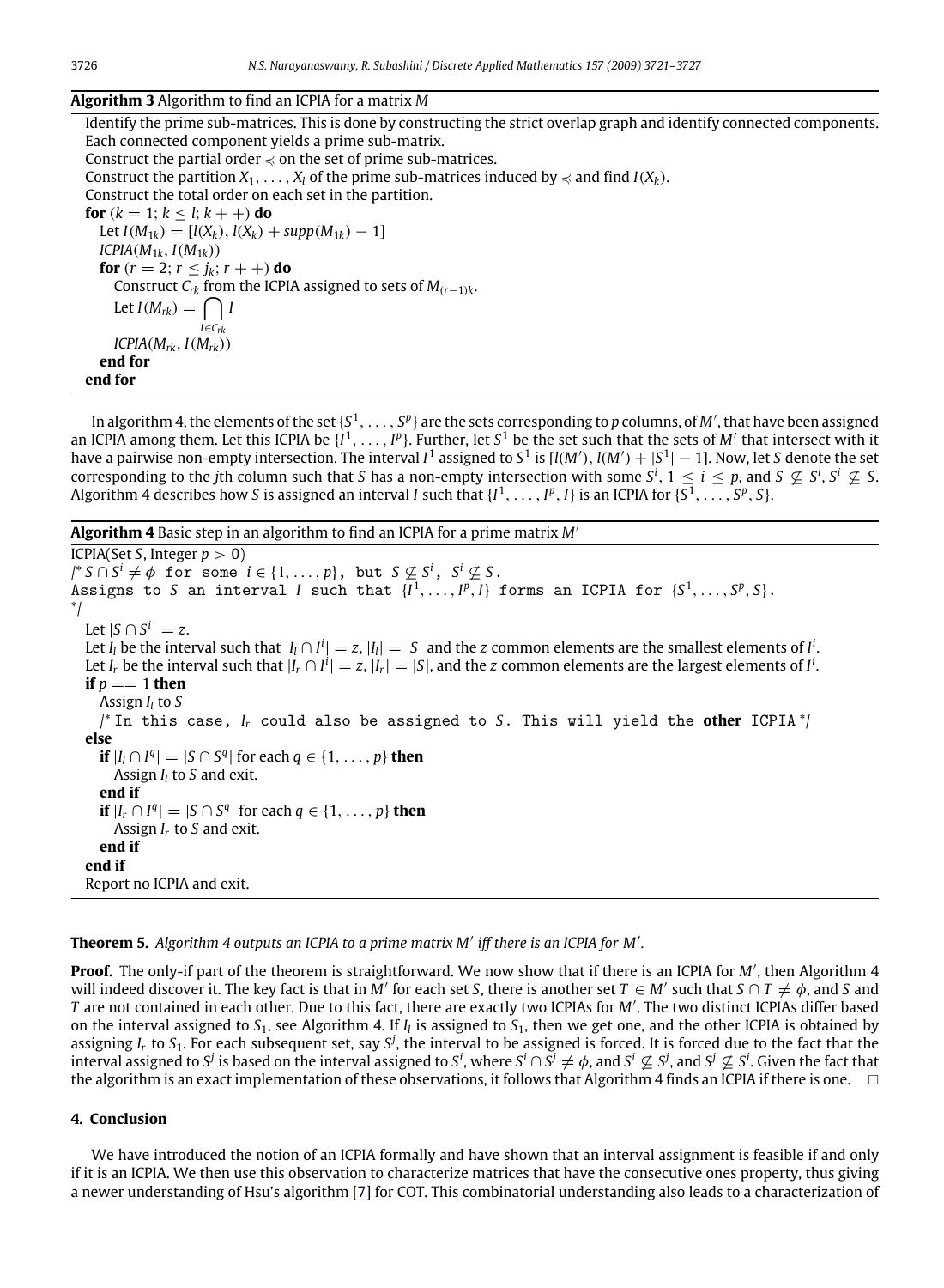**Algorithm 3** Algorithm to find an ICPIA for a matrix $M$

```
Identify the prime sub-matrices. This is done by constructing the strict overlap graph and identify connected components.
Each connected component yields a prime sub-matrix.
Construct the partial order ≼ on the set of prime sub-matrices.
Construct the partition X_1, ..., X_l of the prime sub-matrices induced by ≼ and find I(X_k).
Construct the total order on each set in the partition.
for (k = 1; k ≤ l; k++) do
  Let I(M_1k) = [l(X_k), l(X_k) + supp(M_1k) − 1]
  ICPIA(M_1k, I(M_1k))
  for (r = 2; r ≤ j_k; r++) do
    Construct C_rk from the ICPIA assigned to sets of M_(r−1)k.
    Let I(M_rk) = ⋂_{I ∈ C_rk} I
    ICPIA(M_rk, I(M_rk))
  end for
end for
```

In algorithm 4, the elements of the set $\{S^1, \ldots, S^p\}$ are the sets corresponding to $p$ columns, of $M'$, that have been assigned an ICPIA among them. Let this ICPIA be $\{I^1, \ldots, I^p\}$. Further, let $S^1$ be the set such that the sets of $M'$ that intersect with it have a pairwise non-empty intersection. The interval $I^1$ assigned to $S^1$ is $[l(M'), l(M') + |S^1| - 1]$. Now, let $S$ denote the set corresponding to the $j$th column such that $S$ has a non-empty intersection with some $S^i$, $1 \leq i \leq p$, and $S \not\subseteq S^i$, $S^i \not\subseteq S$. Algorithm 4 describes how $S$ is assigned an interval $I$ such that $\{I^1, \ldots, I^p, I\}$ is an ICPIA for $\{S^1, \ldots, S^p, S\}$.

**Algorithm 4** Basic step in an algorithm to find an ICPIA for a prime matrix $M'$

```
ICPIA(Set S, Integer p > 0)
/* S ∩ S^i ≠ φ for some i ∈ {1, ..., p}, but S ⊈ S^i, S^i ⊈ S.
Assigns to S an interval I such that {I^1, ..., I^p, I} forms an ICPIA for {S^1, ..., S^p, S}.
*/
  Let |S ∩ S^i| = z.
  Let I_l be the interval such that |I_l ∩ I^i| = z, |I_l| = |S| and the z common elements are the smallest elements of I^i.
  Let I_r be the interval such that |I_r ∩ I^i| = z, |I_r| = |S|, and the z common elements are the largest elements of I^i.
  if p == 1 then
    Assign I_l to S
    /* In this case, I_r could also be assigned to S. This will yield the other ICPIA */
  else
    if |I_l ∩ I^q| = |S ∩ S^q| for each q ∈ {1, ..., p} then
      Assign I_l to S and exit.
    end if
    if |I_r ∩ I^q| = |S ∩ S^q| for each q ∈ {1, ..., p} then
      Assign I_r to S and exit.
    end if
  end if
  Report no ICPIA and exit.
```

**Theorem 5.** *Algorithm 4 outputs an ICPIA to a prime matrix $M'$ iff there is an ICPIA for $M'$.*

**Proof.** The only-if part of the theorem is straightforward. We now show that if there is an ICPIA for $M'$, then Algorithm 4 will indeed discover it. The key fact is that in $M'$ for each set $S$, there is another set $T \in M'$ such that $S \cap T \neq \phi$, and $S$ and $T$ are not contained in each other. Due to this fact, there are exactly two ICPIAs for $M'$. The two distinct ICPIAs differ based on the interval assigned to $S_1$, see Algorithm 4. If $I_l$ is assigned to $S_1$, then we get one, and the other ICPIA is obtained by assigning $I_r$ to $S_1$. For each subsequent set, say $S^j$, the interval to be assigned is forced. It is forced due to the fact that the interval assigned to $S^j$ is based on the interval assigned to $S^i$, where $S^i \cap S^j \neq \phi$, and $S^i \not\subseteq S^j$, and $S^j \not\subseteq S^i$. Given the fact that the algorithm is an exact implementation of these observations, it follows that Algorithm 4 finds an ICPIA if there is one. □

## 4. Conclusion

We have introduced the notion of an ICPIA formally and have shown that an interval assignment is feasible if and only if it is an ICPIA. We then use this observation to characterize matrices that have the consecutive ones property, thus giving a newer understanding of Hsu's algorithm [7] for COT. This combinatorial understanding also leads to a characterization of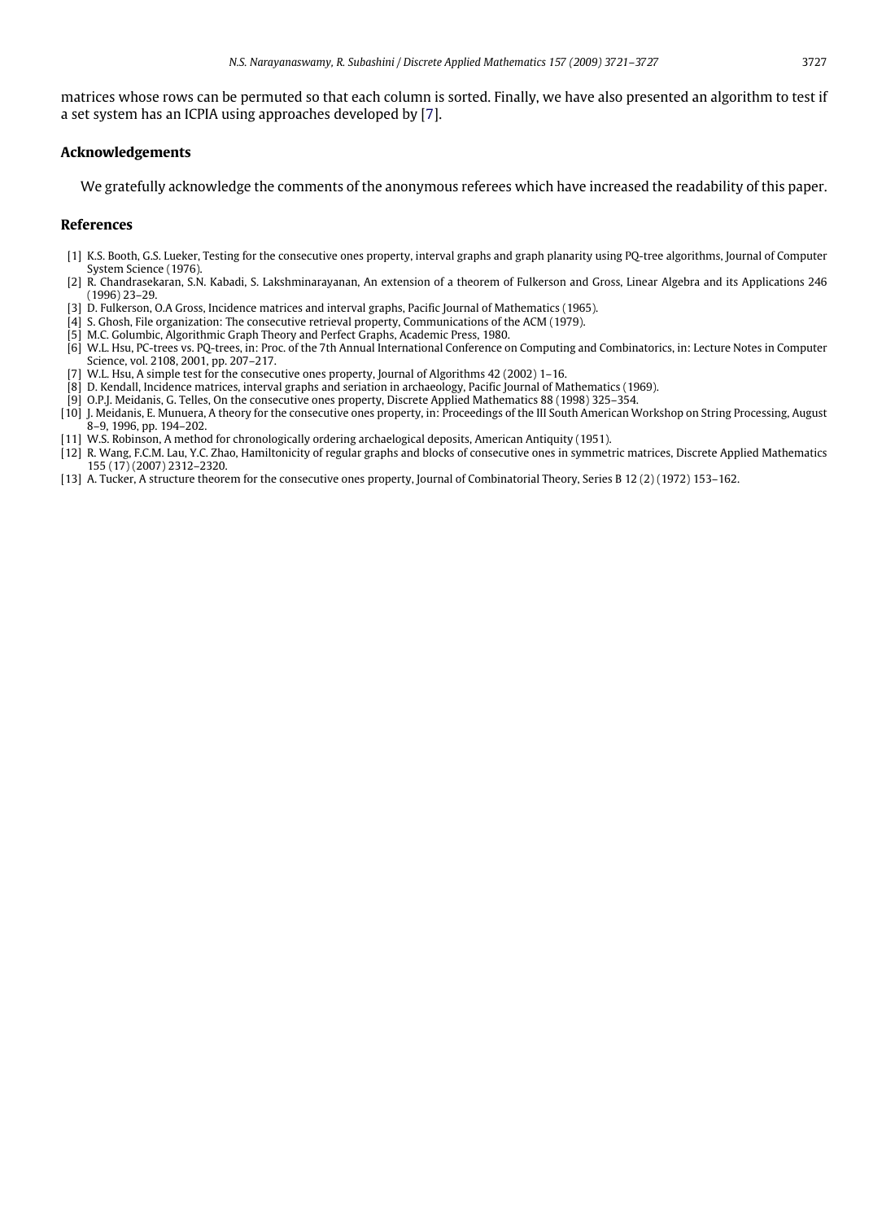matrices whose rows can be permuted so that each column is sorted. Finally, we have also presented an algorithm to test if a set system has an ICPIA using approaches developed by [7].

## Acknowledgements

We gratefully acknowledge the comments of the anonymous referees which have increased the readability of this paper.

## References

[1] K.S. Booth, G.S. Lueker, Testing for the consecutive ones property, interval graphs and graph planarity using PQ-tree algorithms, Journal of Computer System Science (1976).

[2] R. Chandrasekaran, S.N. Kabadi, S. Lakshminarayanan, An extension of a theorem of Fulkerson and Gross, Linear Algebra and its Applications 246 (1996) 23–29.

[3] D. Fulkerson, O.A Gross, Incidence matrices and interval graphs, Pacific Journal of Mathematics (1965).

[4] S. Ghosh, File organization: The consecutive retrieval property, Communications of the ACM (1979).

[5] M.C. Golumbic, Algorithmic Graph Theory and Perfect Graphs, Academic Press, 1980.

[6] W.L. Hsu, PC-trees vs. PQ-trees, in: Proc. of the 7th Annual International Conference on Computing and Combinatorics, in: Lecture Notes in Computer Science, vol. 2108, 2001, pp. 207–217.

[7] W.L. Hsu, A simple test for the consecutive ones property, Journal of Algorithms 42 (2002) 1–16.

[8] D. Kendall, Incidence matrices, interval graphs and seriation in archaeology, Pacific Journal of Mathematics (1969).

[9] O.P.J. Meidanis, G. Telles, On the consecutive ones property, Discrete Applied Mathematics 88 (1998) 325–354.

[10] J. Meidanis, E. Munuera, A theory for the consecutive ones property, in: Proceedings of the III South American Workshop on String Processing, August 8–9, 1996, pp. 194–202.

[11] W.S. Robinson, A method for chronologically ordering archaelogical deposits, American Antiquity (1951).

[12] R. Wang, F.C.M. Lau, Y.C. Zhao, Hamiltonicity of regular graphs and blocks of consecutive ones in symmetric matrices, Discrete Applied Mathematics 155 (17) (2007) 2312–2320.

[13] A. Tucker, A structure theorem for the consecutive ones property, Journal of Combinatorial Theory, Series B 12 (2) (1972) 153–162.